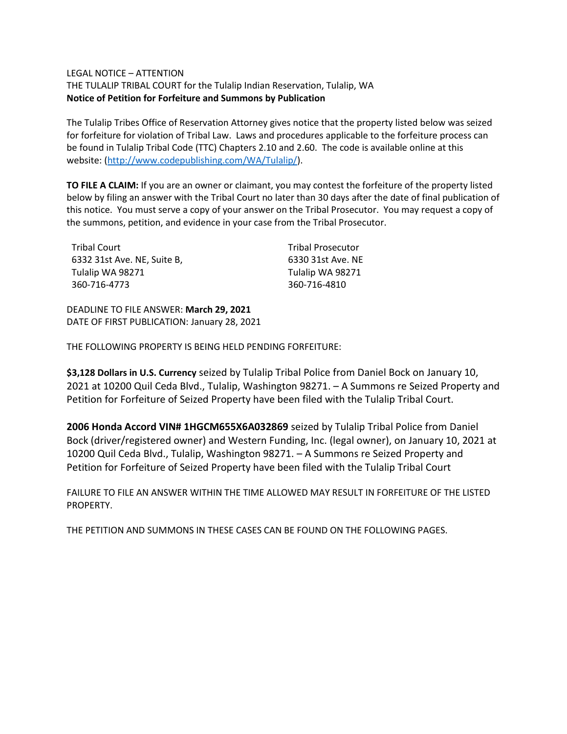LEGAL NOTICE – ATTENTION

THE TULALIP TRIBAL COURT for the Tulalip Indian Reservation, Tulalip, WA

**Notice of Petition for Forfeiture and Summons by Publication**

The Tulalip Tribes Office of Reservation Attorney gives notice that the property listed below was seized for forfeiture for violation of Tribal Law. Laws and procedures applicable to the forfeiture process can be found in Tulalip Tribal Code (TTC) Chapters 2.10 and 2.60. The code is available online at this website: (http://www.codepublishing.com/WA/Tulalip/).

**TO FILE A CLAIM:** If you are an owner or claimant, you may contest the forfeiture of the property listed below by filing an answer with the Tribal Court no later than 30 days after the date of final publication of this notice. You must serve a copy of your answer on the Tribal Prosecutor. You may request a copy of the summons, petition, and evidence in your case from the Tribal Prosecutor.

Tribal Court
6332 31st Ave. NE, Suite B,
Tulalip WA 98271
360-716-4773

Tribal Prosecutor
6330 31st Ave. NE
Tulalip WA 98271
360-716-4810

DEADLINE TO FILE ANSWER: **March 29, 2021**
DATE OF FIRST PUBLICATION: January 28, 2021

THE FOLLOWING PROPERTY IS BEING HELD PENDING FORFEITURE:

**$3,128 Dollars in U.S. Currency** seized by Tulalip Tribal Police from Daniel Bock on January 10, 2021 at 10200 Quil Ceda Blvd., Tulalip, Washington 98271. – A Summons re Seized Property and Petition for Forfeiture of Seized Property have been filed with the Tulalip Tribal Court.

**2006 Honda Accord VIN# 1HGCM655X6A032869** seized by Tulalip Tribal Police from Daniel Bock (driver/registered owner) and Western Funding, Inc. (legal owner), on January 10, 2021 at 10200 Quil Ceda Blvd., Tulalip, Washington 98271. – A Summons re Seized Property and Petition for Forfeiture of Seized Property have been filed with the Tulalip Tribal Court

FAILURE TO FILE AN ANSWER WITHIN THE TIME ALLOWED MAY RESULT IN FORFEITURE OF THE LISTED PROPERTY.

THE PETITION AND SUMMONS IN THESE CASES CAN BE FOUND ON THE FOLLOWING PAGES.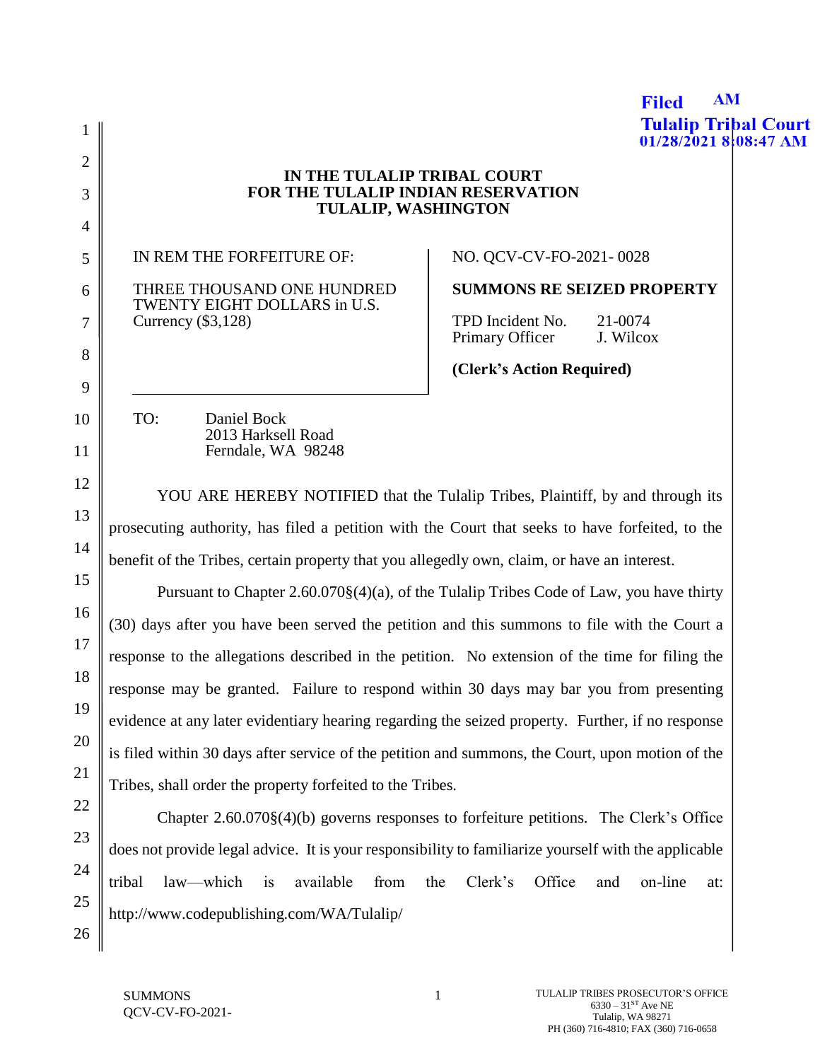Filed AM
Tulalip Tribal Court
01/28/2021 8:08:47 AM

**IN THE TULALIP TRIBAL COURT**
**FOR THE TULALIP INDIAN RESERVATION**
**TULALIP, WASHINGTON**

| IN REM THE FORFEITURE OF: THREE THOUSAND ONE HUNDRED TWENTY EIGHT DOLLARS in U.S. Currency ($3,128) | NO. QCV-CV-FO-2021- 0028 **SUMMONS RE SEIZED PROPERTY** TPD Incident No. 21-0074 Primary Officer J. Wilcox **(Clerk's Action Required)** |
|---|---|

TO: Daniel Bock
2013 Harksell Road
Ferndale, WA 98248

YOU ARE HEREBY NOTIFIED that the Tulalip Tribes, Plaintiff, by and through its prosecuting authority, has filed a petition with the Court that seeks to have forfeited, to the benefit of the Tribes, certain property that you allegedly own, claim, or have an interest.

Pursuant to Chapter 2.60.070§(4)(a), of the Tulalip Tribes Code of Law, you have thirty (30) days after you have been served the petition and this summons to file with the Court a response to the allegations described in the petition. No extension of the time for filing the response may be granted. Failure to respond within 30 days may bar you from presenting evidence at any later evidentiary hearing regarding the seized property. Further, if no response is filed within 30 days after service of the petition and summons, the Court, upon motion of the Tribes, shall order the property forfeited to the Tribes.

Chapter 2.60.070§(4)(b) governs responses to forfeiture petitions. The Clerk's Office does not provide legal advice. It is your responsibility to familiarize yourself with the applicable tribal law—which is available from the Clerk's Office and on-line at: http://www.codepublishing.com/WA/Tulalip/

SUMMONS
QCV-CV-FO-2021-

TULALIP TRIBES PROSECUTOR'S OFFICE
6330 – 31ST Ave NE
Tulalip, WA 98271
PH (360) 716-4810; FAX (360) 716-0658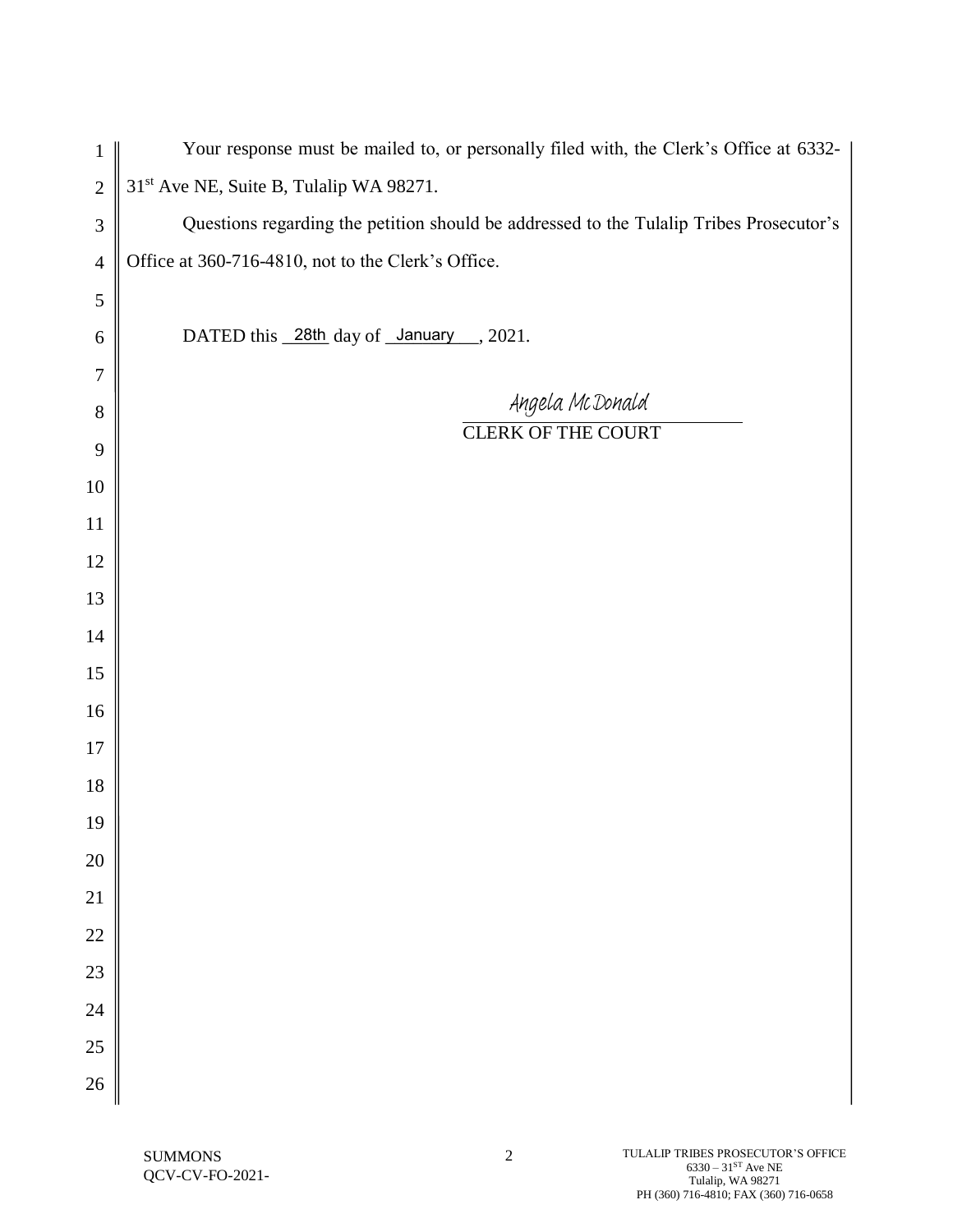Your response must be mailed to, or personally filed with, the Clerk's Office at 6332-31st Ave NE, Suite B, Tulalip WA 98271.

Questions regarding the petition should be addressed to the Tulalip Tribes Prosecutor's Office at 360-716-4810, not to the Clerk's Office.

DATED this 28th day of January, 2021.

Angela McDonald

CLERK OF THE COURT

SUMMONS
QCV-CV-FO-2021-

TULALIP TRIBES PROSECUTOR'S OFFICE
6330 – 31ST Ave NE
Tulalip, WA 98271
PH (360) 716-4810; FAX (360) 716-0658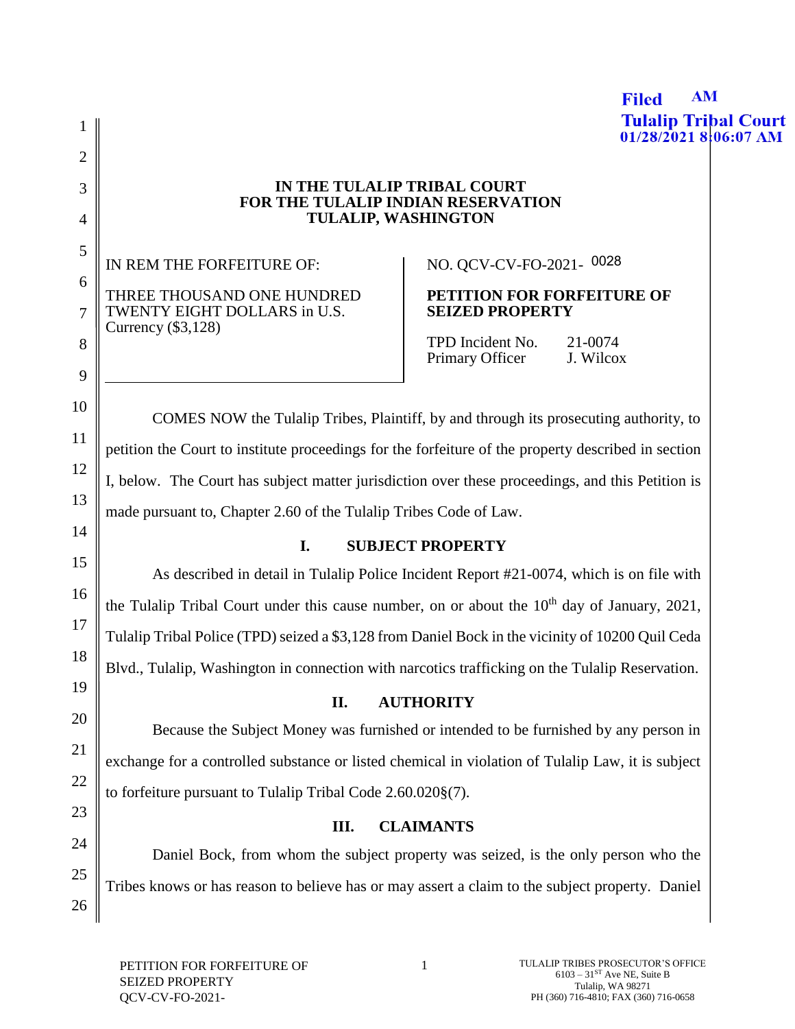Filed AM
Tulalip Tribal Court
01/28/2021 8:06:07 AM

**IN THE TULALIP TRIBAL COURT**
**FOR THE TULALIP INDIAN RESERVATION**
**TULALIP, WASHINGTON**

| IN REM THE FORFEITURE OF: THREE THOUSAND ONE HUNDRED TWENTY EIGHT DOLLARS in U.S. Currency ($3,128) | NO. QCV-CV-FO-2021- 0028 **PETITION FOR FORFEITURE OF SEIZED PROPERTY** TPD Incident No. 21-0074 Primary Officer J. Wilcox |
|---|---|

COMES NOW the Tulalip Tribes, Plaintiff, by and through its prosecuting authority, to petition the Court to institute proceedings for the forfeiture of the property described in section I, below. The Court has subject matter jurisdiction over these proceedings, and this Petition is made pursuant to, Chapter 2.60 of the Tulalip Tribes Code of Law.

## I. SUBJECT PROPERTY

As described in detail in Tulalip Police Incident Report #21-0074, which is on file with the Tulalip Tribal Court under this cause number, on or about the 10th day of January, 2021, Tulalip Tribal Police (TPD) seized a $3,128 from Daniel Bock in the vicinity of 10200 Quil Ceda Blvd., Tulalip, Washington in connection with narcotics trafficking on the Tulalip Reservation.

## II. AUTHORITY

Because the Subject Money was furnished or intended to be furnished by any person in exchange for a controlled substance or listed chemical in violation of Tulalip Law, it is subject to forfeiture pursuant to Tulalip Tribal Code 2.60.020§(7).

## III. CLAIMANTS

Daniel Bock, from whom the subject property was seized, is the only person who the Tribes knows or has reason to believe has or may assert a claim to the subject property. Daniel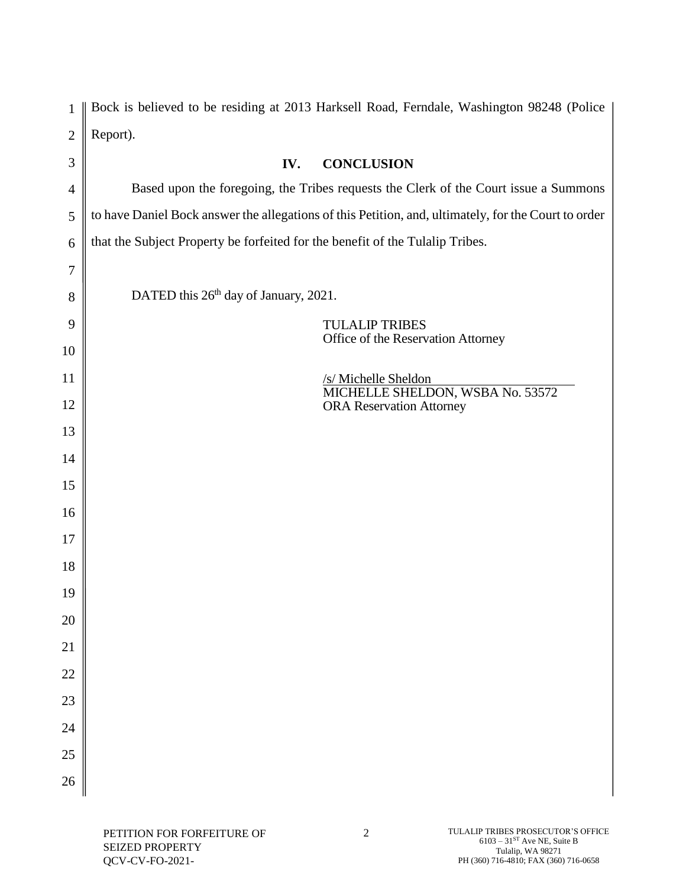Bock is believed to be residing at 2013 Harksell Road, Ferndale, Washington 98248 (Police Report).

## IV. CONCLUSION

Based upon the foregoing, the Tribes requests the Clerk of the Court issue a Summons to have Daniel Bock answer the allegations of this Petition, and, ultimately, for the Court to order that the Subject Property be forfeited for the benefit of the Tulalip Tribes.

DATED this 26th day of January, 2021.

TULALIP TRIBES
Office of the Reservation Attorney

/s/ Michelle Sheldon
MICHELLE SHELDON, WSBA No. 53572
ORA Reservation Attorney